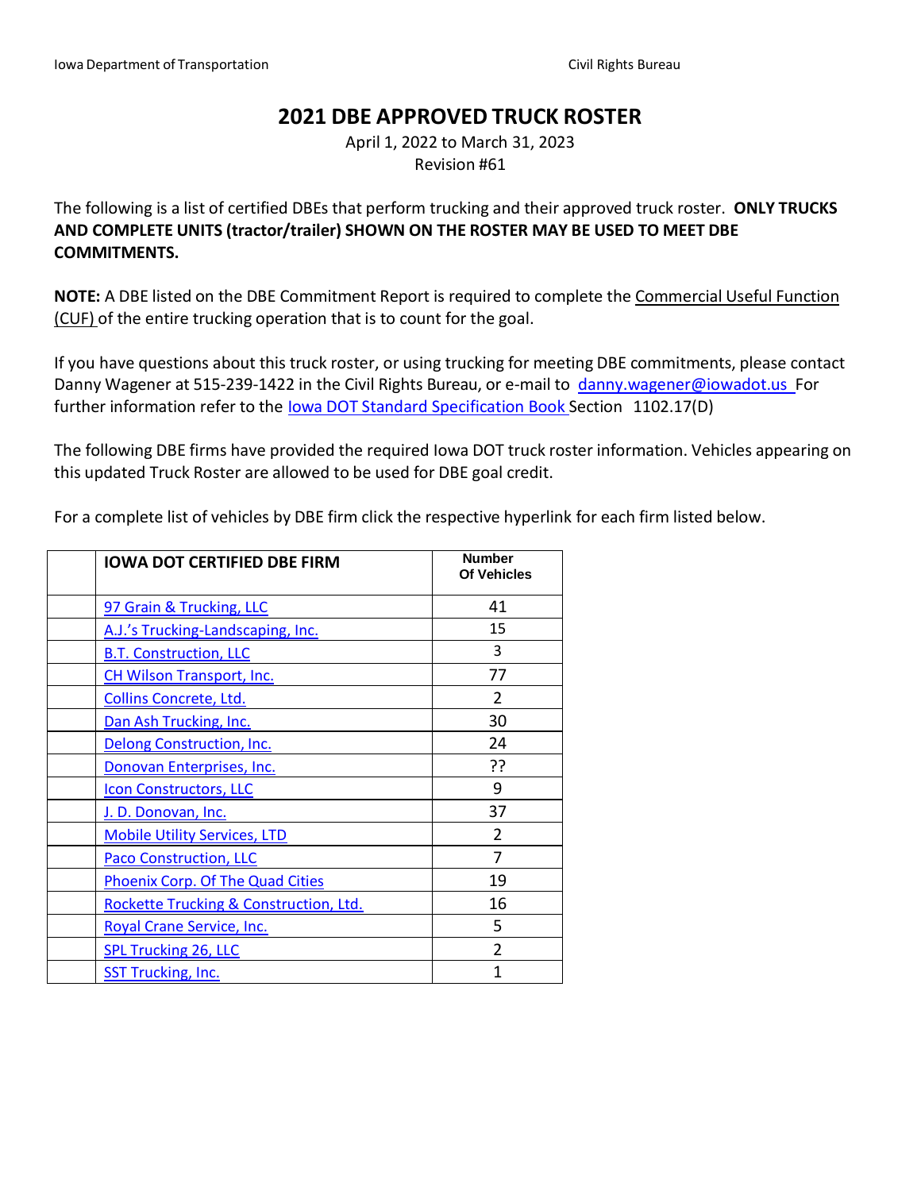# 2021 DBE APPROVED TRUCK ROSTER

April 1, 2022 to March 31, 2023
Revision #61

The following is a list of certified DBEs that perform trucking and their approved truck roster. **ONLY TRUCKS AND COMPLETE UNITS (tractor/trailer) SHOWN ON THE ROSTER MAY BE USED TO MEET DBE COMMITMENTS.**

**NOTE:** A DBE listed on the DBE Commitment Report is required to complete the Commercial Useful Function (CUF) of the entire trucking operation that is to count for the goal.

If you have questions about this truck roster, or using trucking for meeting DBE commitments, please contact Danny Wagener at 515-239-1422 in the Civil Rights Bureau, or e-mail to danny.wagener@iowadot.us For further information refer to the Iowa DOT Standard Specification Book Section 1102.17(D)

The following DBE firms have provided the required Iowa DOT truck roster information. Vehicles appearing on this updated Truck Roster are allowed to be used for DBE goal credit.

For a complete list of vehicles by DBE firm click the respective hyperlink for each firm listed below.

| | IOWA DOT CERTIFIED DBE FIRM | Number Of Vehicles |
|---|---|---|
| | 97 Grain & Trucking, LLC | 41 |
| | A.J.'s Trucking-Landscaping, Inc. | 15 |
| | B.T. Construction, LLC | 3 |
| | CH Wilson Transport, Inc. | 77 |
| | Collins Concrete, Ltd. | 2 |
| | Dan Ash Trucking, Inc. | 30 |
| | Delong Construction, Inc. | 24 |
| | Donovan Enterprises, Inc. | ?? |
| | Icon Constructors, LLC | 9 |
| | J. D. Donovan, Inc. | 37 |
| | Mobile Utility Services, LTD | 2 |
| | Paco Construction, LLC | 7 |
| | Phoenix Corp. Of The Quad Cities | 19 |
| | Rockette Trucking & Construction, Ltd. | 16 |
| | Royal Crane Service, Inc. | 5 |
| | SPL Trucking 26, LLC | 2 |
| | SST Trucking, Inc. | 1 |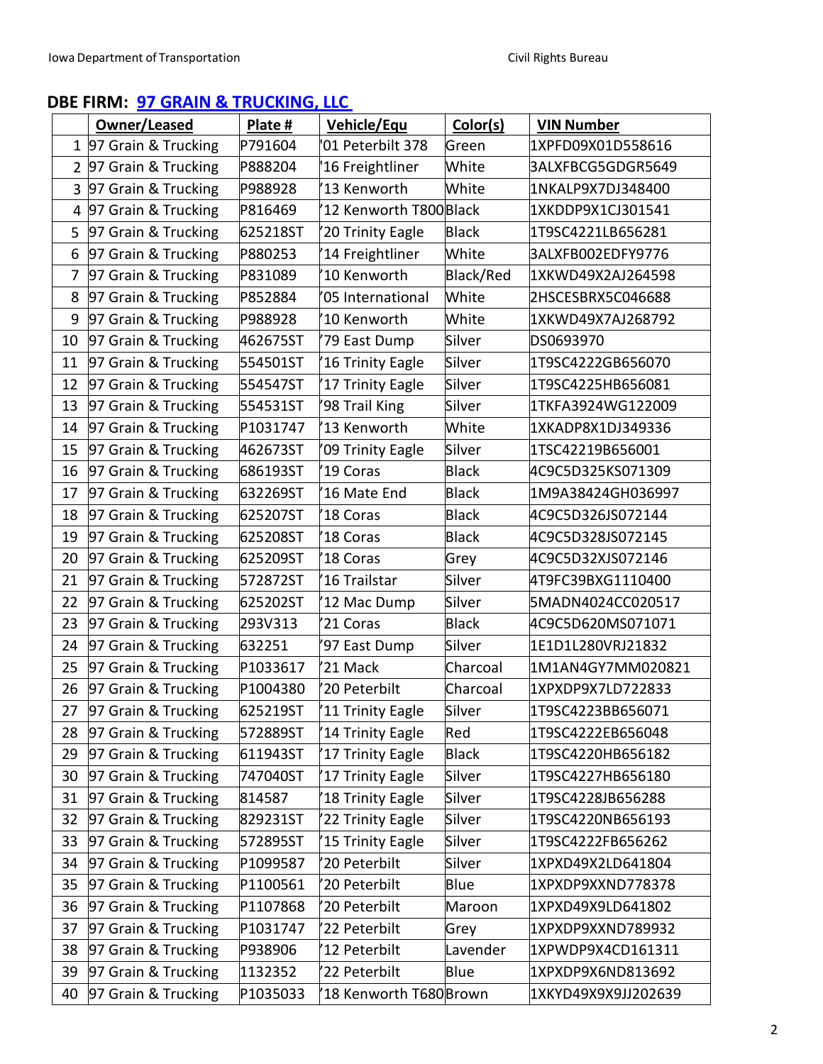## DBE FIRM: 97 GRAIN & TRUCKING, LLC

| | Owner/Leased | Plate # | Vehicle/Equ | Color(s) | VIN Number |
|---|---|---|---|---|---|
| 1 | 97 Grain & Trucking | P791604 | '01 Peterbilt 378 | Green | 1XPFD09X01D558616 |
| 2 | 97 Grain & Trucking | P888204 | '16 Freightliner | White | 3ALXFBCG5GDGR5649 |
| 3 | 97 Grain & Trucking | P988928 | '13 Kenworth | White | 1NKALP9X7DJ348400 |
| 4 | 97 Grain & Trucking | P816469 | '12 Kenworth T800 | Black | 1XKDDP9X1CJ301541 |
| 5 | 97 Grain & Trucking | 625218ST | '20 Trinity Eagle | Black | 1T9SC4221LB656281 |
| 6 | 97 Grain & Trucking | P880253 | '14 Freightliner | White | 3ALXFB002EDFY9776 |
| 7 | 97 Grain & Trucking | P831089 | '10 Kenworth | Black/Red | 1XKWD49X2AJ264598 |
| 8 | 97 Grain & Trucking | P852884 | '05 International | White | 2HSCESBRX5C046688 |
| 9 | 97 Grain & Trucking | P988928 | '10 Kenworth | White | 1XKWD49X7AJ268792 |
| 10 | 97 Grain & Trucking | 462675ST | '79 East Dump | Silver | DS0693970 |
| 11 | 97 Grain & Trucking | 554501ST | '16 Trinity Eagle | Silver | 1T9SC4222GB656070 |
| 12 | 97 Grain & Trucking | 554547ST | '17 Trinity Eagle | Silver | 1T9SC4225HB656081 |
| 13 | 97 Grain & Trucking | 554531ST | '98 Trail King | Silver | 1TKFA3924WG122009 |
| 14 | 97 Grain & Trucking | P1031747 | '13 Kenworth | White | 1XKADP8X1DJ349336 |
| 15 | 97 Grain & Trucking | 462673ST | '09 Trinity Eagle | Silver | 1TSC42219B656001 |
| 16 | 97 Grain & Trucking | 686193ST | '19 Coras | Black | 4C9C5D325KS071309 |
| 17 | 97 Grain & Trucking | 632269ST | '16 Mate End | Black | 1M9A38424GH036997 |
| 18 | 97 Grain & Trucking | 625207ST | '18 Coras | Black | 4C9C5D326JS072144 |
| 19 | 97 Grain & Trucking | 625208ST | '18 Coras | Black | 4C9C5D328JS072145 |
| 20 | 97 Grain & Trucking | 625209ST | '18 Coras | Grey | 4C9C5D32XJS072146 |
| 21 | 97 Grain & Trucking | 572872ST | '16 Trailstar | Silver | 4T9FC39BXG1110400 |
| 22 | 97 Grain & Trucking | 625202ST | '12 Mac Dump | Silver | 5MADN4024CC020517 |
| 23 | 97 Grain & Trucking | 293V313 | '21 Coras | Black | 4C9C5D620MS071071 |
| 24 | 97 Grain & Trucking | 632251 | '97 East Dump | Silver | 1E1D1L280VRJ21832 |
| 25 | 97 Grain & Trucking | P1033617 | '21 Mack | Charcoal | 1M1AN4GY7MM020821 |
| 26 | 97 Grain & Trucking | P1004380 | '20 Peterbilt | Charcoal | 1XPXDP9X7LD722833 |
| 27 | 97 Grain & Trucking | 625219ST | '11 Trinity Eagle | Silver | 1T9SC4223BB656071 |
| 28 | 97 Grain & Trucking | 572889ST | '14 Trinity Eagle | Red | 1T9SC4222EB656048 |
| 29 | 97 Grain & Trucking | 611943ST | '17 Trinity Eagle | Black | 1T9SC4220HB656182 |
| 30 | 97 Grain & Trucking | 747040ST | '17 Trinity Eagle | Silver | 1T9SC4227HB656180 |
| 31 | 97 Grain & Trucking | 814587 | '18 Trinity Eagle | Silver | 1T9SC4228JB656288 |
| 32 | 97 Grain & Trucking | 829231ST | '22 Trinity Eagle | Silver | 1T9SC4220NB656193 |
| 33 | 97 Grain & Trucking | 572895ST | '15 Trinity Eagle | Silver | 1T9SC4222FB656262 |
| 34 | 97 Grain & Trucking | P1099587 | '20 Peterbilt | Silver | 1XPXD49X2LD641804 |
| 35 | 97 Grain & Trucking | P1100561 | '20 Peterbilt | Blue | 1XPXDP9XXND778378 |
| 36 | 97 Grain & Trucking | P1107868 | '20 Peterbilt | Maroon | 1XPXD49X9LD641802 |
| 37 | 97 Grain & Trucking | P1031747 | '22 Peterbilt | Grey | 1XPXDP9XXND789932 |
| 38 | 97 Grain & Trucking | P938906 | '12 Peterbilt | Lavender | 1XPWDP9X4CD161311 |
| 39 | 97 Grain & Trucking | 1132352 | '22 Peterbilt | Blue | 1XPXDP9X6ND813692 |
| 40 | 97 Grain & Trucking | P1035033 | '18 Kenworth T680 | Brown | 1XKYD49X9X9JJ202639 |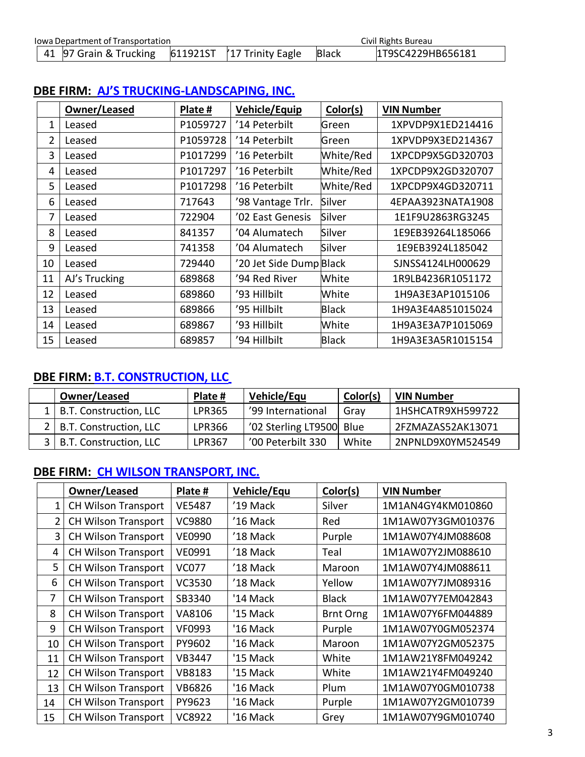| 41 | 97 Grain & Trucking | 611921ST | '17 Trinity Eagle | Black | 1T9SC4229HB656181 |
|---|---|---|---|---|---|

## DBE FIRM: AJ'S TRUCKING-LANDSCAPING, INC.

| | Owner/Leased | Plate # | Vehicle/Equip | Color(s) | VIN Number |
|---|---|---|---|---|---|
| 1 | Leased | P1059727 | '14 Peterbilt | Green | 1XPVDP9X1ED214416 |
| 2 | Leased | P1059728 | '14 Peterbilt | Green | 1XPVDP9X3ED214367 |
| 3 | Leased | P1017299 | '16 Peterbilt | White/Red | 1XPCDP9X5GD320703 |
| 4 | Leased | P1017297 | '16 Peterbilt | White/Red | 1XPCDP9X2GD320707 |
| 5 | Leased | P1017298 | '16 Peterbilt | White/Red | 1XPCDP9X4GD320711 |
| 6 | Leased | 717643 | '98 Vantage Trlr. | Silver | 4EPAA3923NATA1908 |
| 7 | Leased | 722904 | '02 East Genesis | Silver | 1E1F9U2863RG3245 |
| 8 | Leased | 841357 | '04 Alumatech | Silver | 1E9EB39264L185066 |
| 9 | Leased | 741358 | '04 Alumatech | Silver | 1E9EB3924L185042 |
| 10 | Leased | 729440 | '20 Jet Side Dump | Black | SJNSS4124LH000629 |
| 11 | AJ's Trucking | 689868 | '94 Red River | White | 1R9LB4236R1051172 |
| 12 | Leased | 689860 | '93 Hillbilt | White | 1H9A3E3AP1015106 |
| 13 | Leased | 689866 | '95 Hillbilt | Black | 1H9A3E4A851015024 |
| 14 | Leased | 689867 | '93 Hillbilt | White | 1H9A3E3A7P1015069 |
| 15 | Leased | 689857 | '94 Hillbilt | Black | 1H9A3E3A5R1015154 |

## DBE FIRM: B.T. CONSTRUCTION, LLC

| | Owner/Leased | Plate # | Vehicle/Equ | Color(s) | VIN Number |
|---|---|---|---|---|---|
| 1 | B.T. Construction, LLC | LPR365 | '99 International | Gray | 1HSHCATR9XH599722 |
| 2 | B.T. Construction, LLC | LPR366 | '02 Sterling LT9500 | Blue | 2FZMAZAS52AK13071 |
| 3 | B.T. Construction, LLC | LPR367 | '00 Peterbilt 330 | White | 2NPNLD9X0YM524549 |

## DBE FIRM: CH WILSON TRANSPORT, INC.

| | Owner/Leased | Plate # | Vehicle/Equ | Color(s) | VIN Number |
|---|---|---|---|---|---|
| 1 | CH Wilson Transport | VE5487 | '19 Mack | Silver | 1M1AN4GY4KM010860 |
| 2 | CH Wilson Transport | VC9880 | '16 Mack | Red | 1M1AW07Y3GM010376 |
| 3 | CH Wilson Transport | VE0990 | '18 Mack | Purple | 1M1AW07Y4JM088608 |
| 4 | CH Wilson Transport | VE0991 | '18 Mack | Teal | 1M1AW07Y2JM088610 |
| 5 | CH Wilson Transport | VC077 | '18 Mack | Maroon | 1M1AW07Y4JM088611 |
| 6 | CH Wilson Transport | VC3530 | '18 Mack | Yellow | 1M1AW07Y7JM089316 |
| 7 | CH Wilson Transport | SB3340 | '14 Mack | Black | 1M1AW07Y7EM042843 |
| 8 | CH Wilson Transport | VA8106 | '15 Mack | Brnt Orng | 1M1AW07Y6FM044889 |
| 9 | CH Wilson Transport | VF0993 | '16 Mack | Purple | 1M1AW07Y0GM052374 |
| 10 | CH Wilson Transport | PY9602 | '16 Mack | Maroon | 1M1AW07Y2GM052375 |
| 11 | CH Wilson Transport | VB3447 | '15 Mack | White | 1M1AW21Y8FM049242 |
| 12 | CH Wilson Transport | VB8183 | '15 Mack | White | 1M1AW21Y4FM049240 |
| 13 | CH Wilson Transport | VB6826 | '16 Mack | Plum | 1M1AW07Y0GM010738 |
| 14 | CH Wilson Transport | PY9623 | '16 Mack | Purple | 1M1AW07Y2GM010739 |
| 15 | CH Wilson Transport | VC8922 | '16 Mack | Grey | 1M1AW07Y9GM010740 |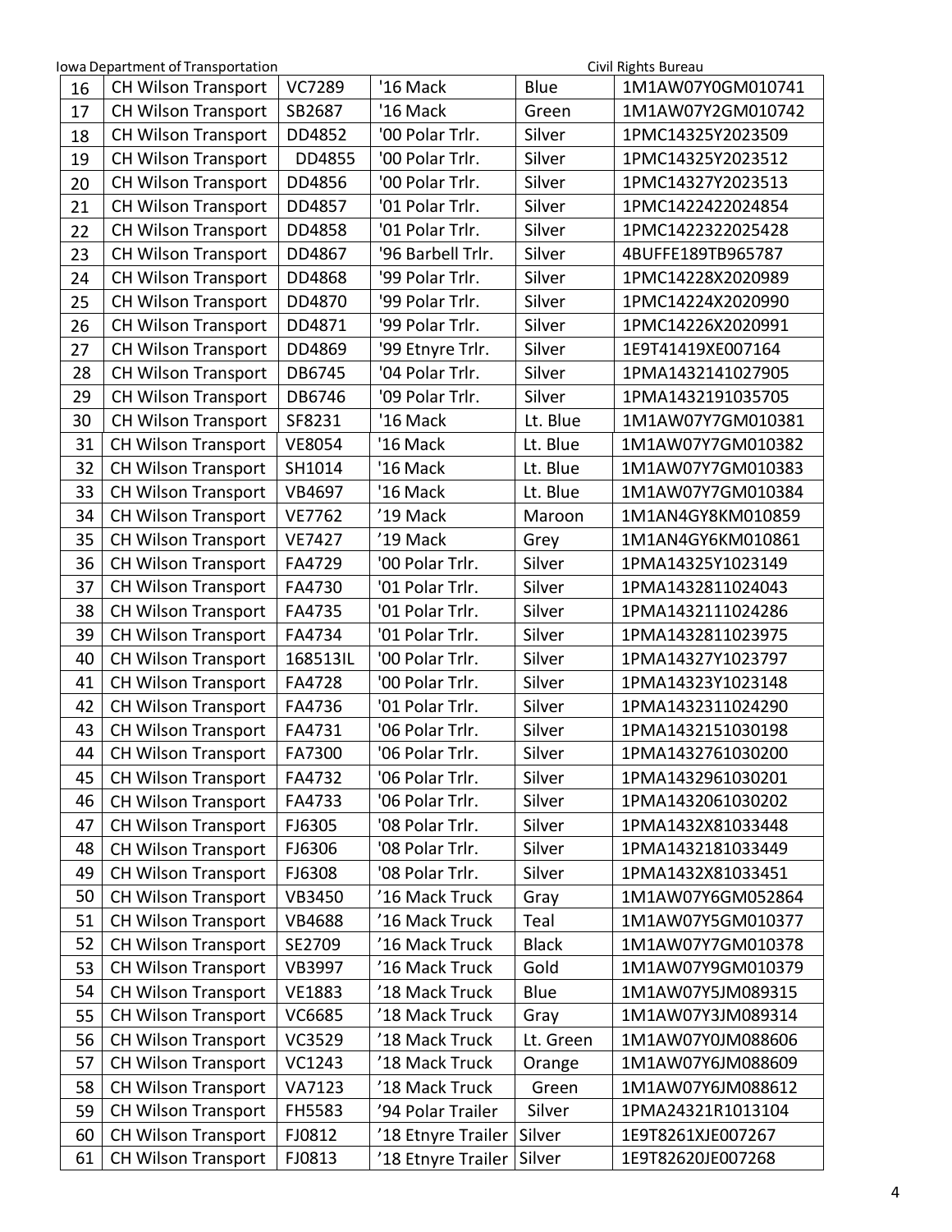| 16 | CH Wilson Transport | VC7289 | '16 Mack | Blue | 1M1AW07Y0GM010741 |
|---|---|---|---|---|---|
| 17 | CH Wilson Transport | SB2687 | '16 Mack | Green | 1M1AW07Y2GM010742 |
| 18 | CH Wilson Transport | DD4852 | '00 Polar Trlr. | Silver | 1PMC14325Y2023509 |
| 19 | CH Wilson Transport | DD4855 | '00 Polar Trlr. | Silver | 1PMC14325Y2023512 |
| 20 | CH Wilson Transport | DD4856 | '00 Polar Trlr. | Silver | 1PMC14327Y2023513 |
| 21 | CH Wilson Transport | DD4857 | '01 Polar Trlr. | Silver | 1PMC1422422024854 |
| 22 | CH Wilson Transport | DD4858 | '01 Polar Trlr. | Silver | 1PMC1422322025428 |
| 23 | CH Wilson Transport | DD4867 | '96 Barbell Trlr. | Silver | 4BUFFE189TB965787 |
| 24 | CH Wilson Transport | DD4868 | '99 Polar Trlr. | Silver | 1PMC14228X2020989 |
| 25 | CH Wilson Transport | DD4870 | '99 Polar Trlr. | Silver | 1PMC14224X2020990 |
| 26 | CH Wilson Transport | DD4871 | '99 Polar Trlr. | Silver | 1PMC14226X2020991 |
| 27 | CH Wilson Transport | DD4869 | '99 Etnyre Trlr. | Silver | 1E9T41419XE007164 |
| 28 | CH Wilson Transport | DB6745 | '04 Polar Trlr. | Silver | 1PMA1432141027905 |
| 29 | CH Wilson Transport | DB6746 | '09 Polar Trlr. | Silver | 1PMA1432191035705 |
| 30 | CH Wilson Transport | SF8231 | '16 Mack | Lt. Blue | 1M1AW07Y7GM010381 |
| 31 | CH Wilson Transport | VE8054 | '16 Mack | Lt. Blue | 1M1AW07Y7GM010382 |
| 32 | CH Wilson Transport | SH1014 | '16 Mack | Lt. Blue | 1M1AW07Y7GM010383 |
| 33 | CH Wilson Transport | VB4697 | '16 Mack | Lt. Blue | 1M1AW07Y7GM010384 |
| 34 | CH Wilson Transport | VE7762 | '19 Mack | Maroon | 1M1AN4GY8KM010859 |
| 35 | CH Wilson Transport | VE7427 | '19 Mack | Grey | 1M1AN4GY6KM010861 |
| 36 | CH Wilson Transport | FA4729 | '00 Polar Trlr. | Silver | 1PMA14325Y1023149 |
| 37 | CH Wilson Transport | FA4730 | '01 Polar Trlr. | Silver | 1PMA1432811024043 |
| 38 | CH Wilson Transport | FA4735 | '01 Polar Trlr. | Silver | 1PMA1432111024286 |
| 39 | CH Wilson Transport | FA4734 | '01 Polar Trlr. | Silver | 1PMA1432811023975 |
| 40 | CH Wilson Transport | 168513IL | '00 Polar Trlr. | Silver | 1PMA14327Y1023797 |
| 41 | CH Wilson Transport | FA4728 | '00 Polar Trlr. | Silver | 1PMA14323Y1023148 |
| 42 | CH Wilson Transport | FA4736 | '01 Polar Trlr. | Silver | 1PMA1432311024290 |
| 43 | CH Wilson Transport | FA4731 | '06 Polar Trlr. | Silver | 1PMA1432151030198 |
| 44 | CH Wilson Transport | FA7300 | '06 Polar Trlr. | Silver | 1PMA1432761030200 |
| 45 | CH Wilson Transport | FA4732 | '06 Polar Trlr. | Silver | 1PMA1432961030201 |
| 46 | CH Wilson Transport | FA4733 | '06 Polar Trlr. | Silver | 1PMA1432061030202 |
| 47 | CH Wilson Transport | FJ6305 | '08 Polar Trlr. | Silver | 1PMA1432X81033448 |
| 48 | CH Wilson Transport | FJ6306 | '08 Polar Trlr. | Silver | 1PMA1432181033449 |
| 49 | CH Wilson Transport | FJ6308 | '08 Polar Trlr. | Silver | 1PMA1432X81033451 |
| 50 | CH Wilson Transport | VB3450 | '16 Mack Truck | Gray | 1M1AW07Y6GM052864 |
| 51 | CH Wilson Transport | VB4688 | '16 Mack Truck | Teal | 1M1AW07Y5GM010377 |
| 52 | CH Wilson Transport | SE2709 | '16 Mack Truck | Black | 1M1AW07Y7GM010378 |
| 53 | CH Wilson Transport | VB3997 | '16 Mack Truck | Gold | 1M1AW07Y9GM010379 |
| 54 | CH Wilson Transport | VE1883 | '18 Mack Truck | Blue | 1M1AW07Y5JM089315 |
| 55 | CH Wilson Transport | VC6685 | '18 Mack Truck | Gray | 1M1AW07Y3JM089314 |
| 56 | CH Wilson Transport | VC3529 | '18 Mack Truck | Lt. Green | 1M1AW07Y0JM088606 |
| 57 | CH Wilson Transport | VC1243 | '18 Mack Truck | Orange | 1M1AW07Y6JM088609 |
| 58 | CH Wilson Transport | VA7123 | '18 Mack Truck | Green | 1M1AW07Y6JM088612 |
| 59 | CH Wilson Transport | FH5583 | '94 Polar Trailer | Silver | 1PMA24321R1013104 |
| 60 | CH Wilson Transport | FJ0812 | '18 Etnyre Trailer | Silver | 1E9T8261XJE007267 |
| 61 | CH Wilson Transport | FJ0813 | '18 Etnyre Trailer | Silver | 1E9T82620JE007268 |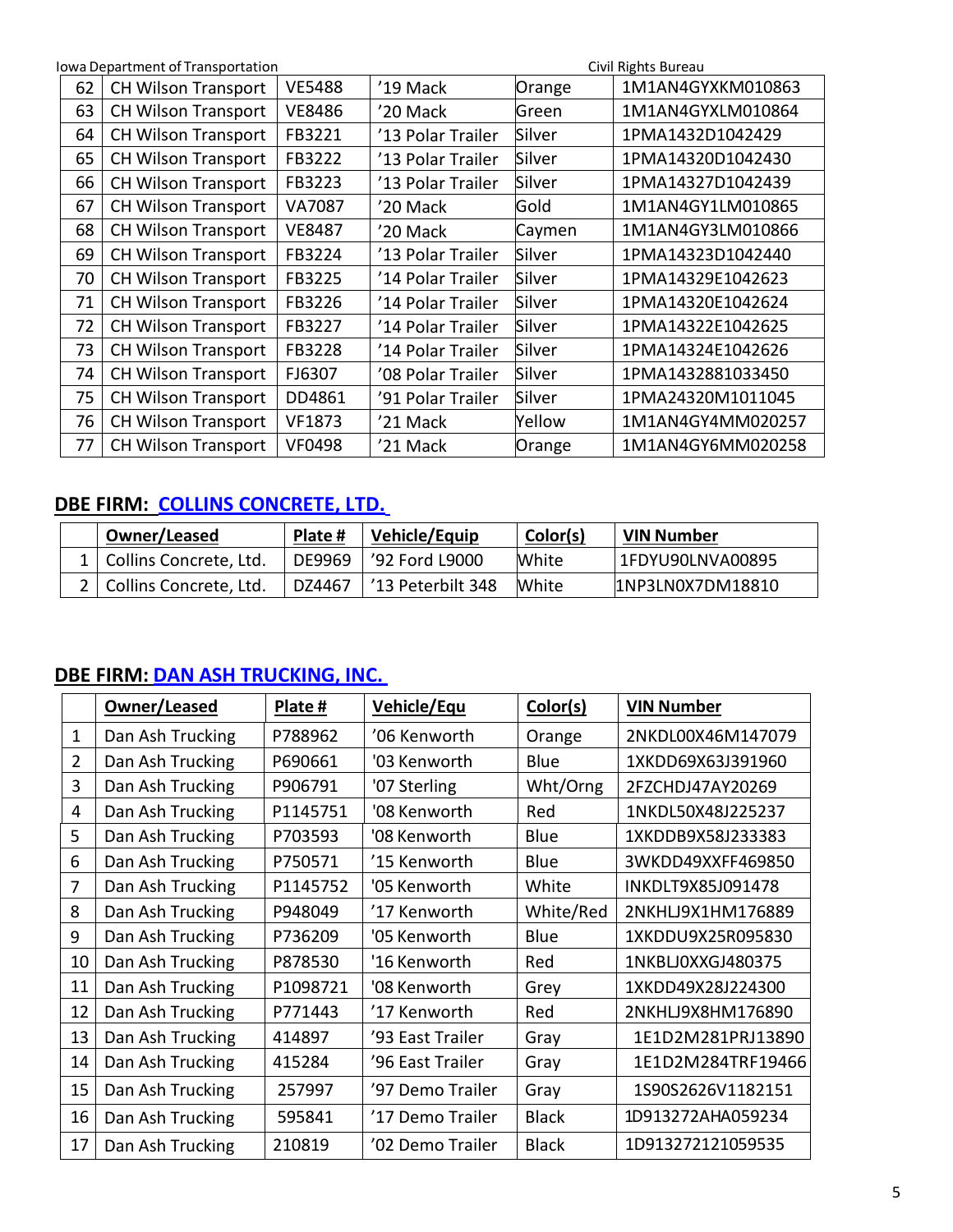| | | | | | |
|---|---|---|---|---|---|
| 62 | CH Wilson Transport | VE5488 | '19 Mack | Orange | 1M1AN4GYXKM010863 |
| 63 | CH Wilson Transport | VE8486 | '20 Mack | Green | 1M1AN4GYXLM010864 |
| 64 | CH Wilson Transport | FB3221 | '13 Polar Trailer | Silver | 1PMA1432D1042429 |
| 65 | CH Wilson Transport | FB3222 | '13 Polar Trailer | Silver | 1PMA14320D1042430 |
| 66 | CH Wilson Transport | FB3223 | '13 Polar Trailer | Silver | 1PMA14327D1042439 |
| 67 | CH Wilson Transport | VA7087 | '20 Mack | Gold | 1M1AN4GY1LM010865 |
| 68 | CH Wilson Transport | VE8487 | '20 Mack | Caymen | 1M1AN4GY3LM010866 |
| 69 | CH Wilson Transport | FB3224 | '13 Polar Trailer | Silver | 1PMA14323D1042440 |
| 70 | CH Wilson Transport | FB3225 | '14 Polar Trailer | Silver | 1PMA14329E1042623 |
| 71 | CH Wilson Transport | FB3226 | '14 Polar Trailer | Silver | 1PMA14320E1042624 |
| 72 | CH Wilson Transport | FB3227 | '14 Polar Trailer | Silver | 1PMA14322E1042625 |
| 73 | CH Wilson Transport | FB3228 | '14 Polar Trailer | Silver | 1PMA14324E1042626 |
| 74 | CH Wilson Transport | FJ6307 | '08 Polar Trailer | Silver | 1PMA1432881033450 |
| 75 | CH Wilson Transport | DD4861 | '91 Polar Trailer | Silver | 1PMA24320M1011045 |
| 76 | CH Wilson Transport | VF1873 | '21 Mack | Yellow | 1M1AN4GY4MM020257 |
| 77 | CH Wilson Transport | VF0498 | '21 Mack | Orange | 1M1AN4GY6MM020258 |

## DBE FIRM: COLLINS CONCRETE, LTD.

| | Owner/Leased | Plate # | Vehicle/Equip | Color(s) | VIN Number |
|---|---|---|---|---|---|
| 1 | Collins Concrete, Ltd. | DE9969 | '92 Ford L9000 | White | 1FDYU90LNVA00895 |
| 2 | Collins Concrete, Ltd. | DZ4467 | '13 Peterbilt 348 | White | 1NP3LN0X7DM18810 |

## DBE FIRM: DAN ASH TRUCKING, INC.

| | Owner/Leased | Plate # | Vehicle/Equ | Color(s) | VIN Number |
|---|---|---|---|---|---|
| 1 | Dan Ash Trucking | P788962 | '06 Kenworth | Orange | 2NKDL00X46M147079 |
| 2 | Dan Ash Trucking | P690661 | '03 Kenworth | Blue | 1XKDD69X63J391960 |
| 3 | Dan Ash Trucking | P906791 | '07 Sterling | Wht/Orng | 2FZCHDJ47AY20269 |
| 4 | Dan Ash Trucking | P1145751 | '08 Kenworth | Red | 1NKDL50X48J225237 |
| 5 | Dan Ash Trucking | P703593 | '08 Kenworth | Blue | 1XKDDB9X58J233383 |
| 6 | Dan Ash Trucking | P750571 | '15 Kenworth | Blue | 3WKDD49XXFF469850 |
| 7 | Dan Ash Trucking | P1145752 | '05 Kenworth | White | INKDLT9X85J091478 |
| 8 | Dan Ash Trucking | P948049 | '17 Kenworth | White/Red | 2NKHLJ9X1HM176889 |
| 9 | Dan Ash Trucking | P736209 | '05 Kenworth | Blue | 1XKDDU9X25R095830 |
| 10 | Dan Ash Trucking | P878530 | '16 Kenworth | Red | 1NKBLJ0XXGJ480375 |
| 11 | Dan Ash Trucking | P1098721 | '08 Kenworth | Grey | 1XKDD49X28J224300 |
| 12 | Dan Ash Trucking | P771443 | '17 Kenworth | Red | 2NKHLJ9X8HM176890 |
| 13 | Dan Ash Trucking | 414897 | '93 East Trailer | Gray | 1E1D2M281PRJ13890 |
| 14 | Dan Ash Trucking | 415284 | '96 East Trailer | Gray | 1E1D2M284TRF19466 |
| 15 | Dan Ash Trucking | 257997 | '97 Demo Trailer | Gray | 1S90S2626V1182151 |
| 16 | Dan Ash Trucking | 595841 | '17 Demo Trailer | Black | 1D913272AHA059234 |
| 17 | Dan Ash Trucking | 210819 | '02 Demo Trailer | Black | 1D913272121059535 |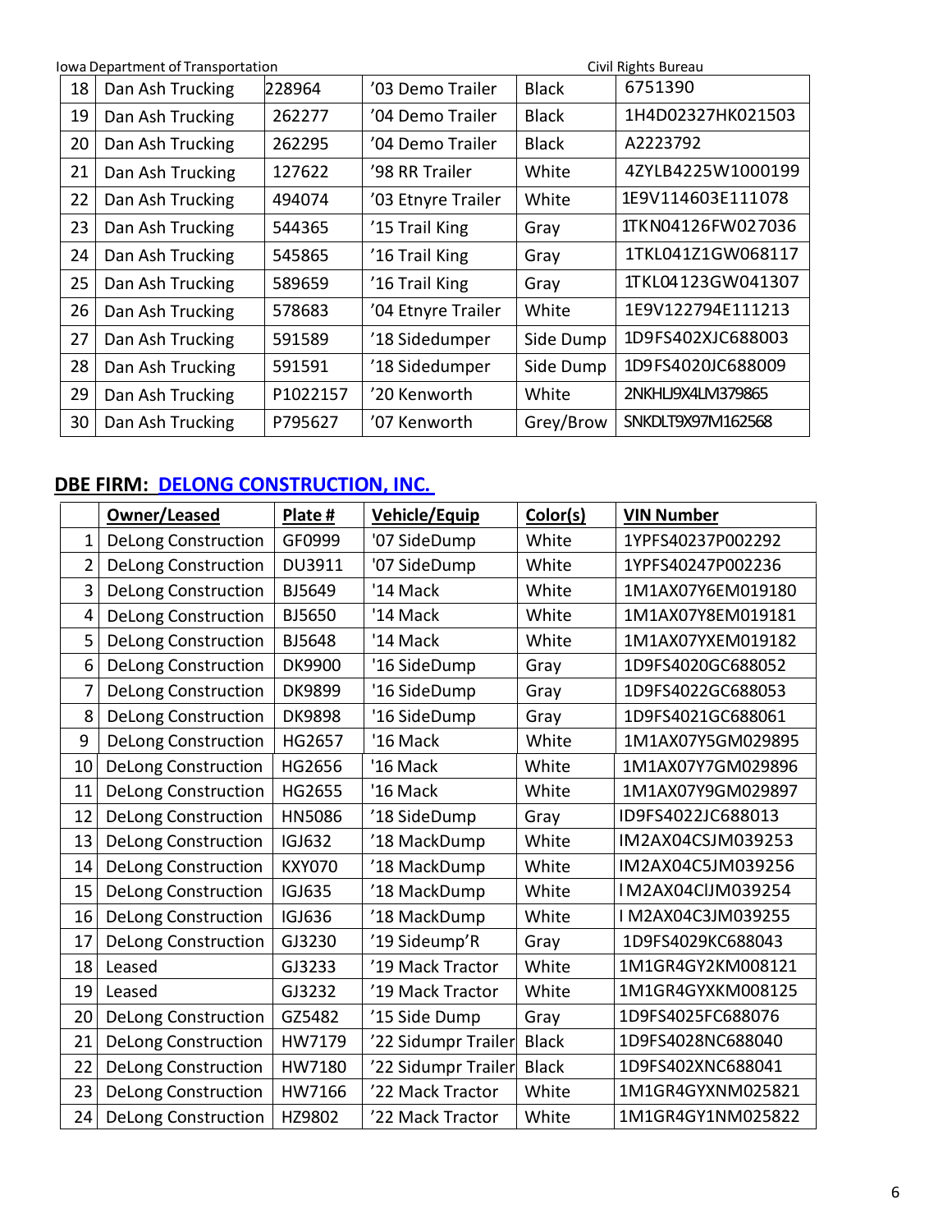| 18 | Dan Ash Trucking | 228964 | ’03 Demo Trailer | Black | 6751390 |
|---|---|---|---|---|---|
| 19 | Dan Ash Trucking | 262277 | ’04 Demo Trailer | Black | 1H4D02327HK021503 |
| 20 | Dan Ash Trucking | 262295 | ’04 Demo Trailer | Black | A2223792 |
| 21 | Dan Ash Trucking | 127622 | ’98 RR Trailer | White | 4ZYLB4225W1000199 |
| 22 | Dan Ash Trucking | 494074 | ’03 Etnyre Trailer | White | 1E9V114603E111078 |
| 23 | Dan Ash Trucking | 544365 | ’15 Trail King | Gray | 1TKN04126FW027036 |
| 24 | Dan Ash Trucking | 545865 | ’16 Trail King | Gray | 1TKL041Z1GW068117 |
| 25 | Dan Ash Trucking | 589659 | ’16 Trail King | Gray | 1TKL04123GW041307 |
| 26 | Dan Ash Trucking | 578683 | ’04 Etnyre Trailer | White | 1E9V122794E111213 |
| 27 | Dan Ash Trucking | 591589 | ’18 Sidedumper | Side Dump | 1D9FS402XJC688003 |
| 28 | Dan Ash Trucking | 591591 | ’18 Sidedumper | Side Dump | 1D9FS4020JC688009 |
| 29 | Dan Ash Trucking | P1022157 | ’20 Kenworth | White | 2NKHLJ9X4LM379865 |
| 30 | Dan Ash Trucking | P795627 | ’07 Kenworth | Grey/Brow | SNKDLT9X97M162568 |

## DBE FIRM: DELONG CONSTRUCTION, INC.

| | Owner/Leased | Plate # | Vehicle/Equip | Color(s) | VIN Number |
|---|---|---|---|---|---|
| 1 | DeLong Construction | GF0999 | '07 SideDump | White | 1YPFS40237P002292 |
| 2 | DeLong Construction | DU3911 | '07 SideDump | White | 1YPFS40247P002236 |
| 3 | DeLong Construction | BJ5649 | '14 Mack | White | 1M1AX07Y6EM019180 |
| 4 | DeLong Construction | BJ5650 | '14 Mack | White | 1M1AX07Y8EM019181 |
| 5 | DeLong Construction | BJ5648 | '14 Mack | White | 1M1AX07YXEM019182 |
| 6 | DeLong Construction | DK9900 | '16 SideDump | Gray | 1D9FS4020GC688052 |
| 7 | DeLong Construction | DK9899 | '16 SideDump | Gray | 1D9FS4022GC688053 |
| 8 | DeLong Construction | DK9898 | '16 SideDump | Gray | 1D9FS4021GC688061 |
| 9 | DeLong Construction | HG2657 | '16 Mack | White | 1M1AX07Y5GM029895 |
| 10 | DeLong Construction | HG2656 | '16 Mack | White | 1M1AX07Y7GM029896 |
| 11 | DeLong Construction | HG2655 | '16 Mack | White | 1M1AX07Y9GM029897 |
| 12 | DeLong Construction | HN5086 | ’18 SideDump | Gray | ID9FS4022JC688013 |
| 13 | DeLong Construction | IGJ632 | ’18 MackDump | White | IM2AX04CSJM039253 |
| 14 | DeLong Construction | KXY070 | ’18 MackDump | White | IM2AX04C5JM039256 |
| 15 | DeLong Construction | IGJ635 | ’18 MackDump | White | I M2AX04ClJM039254 |
| 16 | DeLong Construction | IGJ636 | ’18 MackDump | White | I M2AX04C3JM039255 |
| 17 | DeLong Construction | GJ3230 | ’19 Sideump’R | Gray | 1D9FS4029KC688043 |
| 18 | Leased | GJ3233 | ’19 Mack Tractor | White | 1M1GR4GY2KM008121 |
| 19 | Leased | GJ3232 | ’19 Mack Tractor | White | 1M1GR4GYXKM008125 |
| 20 | DeLong Construction | GZ5482 | ’15 Side Dump | Gray | 1D9FS4025FC688076 |
| 21 | DeLong Construction | HW7179 | ’22 Sidumpr Trailer | Black | 1D9FS4028NC688040 |
| 22 | DeLong Construction | HW7180 | ’22 Sidumpr Trailer | Black | 1D9FS402XNC688041 |
| 23 | DeLong Construction | HW7166 | ’22 Mack Tractor | White | 1M1GR4GYXNM025821 |
| 24 | DeLong Construction | HZ9802 | ’22 Mack Tractor | White | 1M1GR4GY1NM025822 |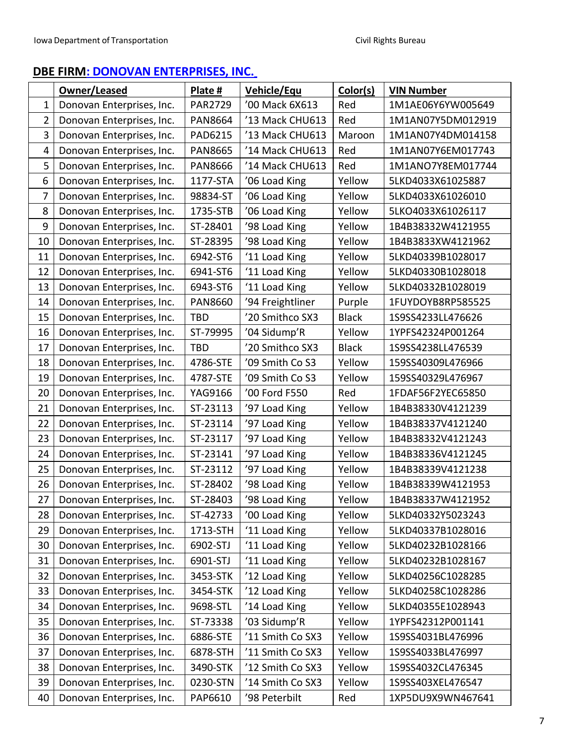## DBE FIRM: DONOVAN ENTERPRISES, INC.

| | Owner/Leased | Plate # | Vehicle/Equ | Color(s) | VIN Number |
|---|---|---|---|---|---|
| 1 | Donovan Enterprises, Inc. | PAR2729 | '00 Mack 6X613 | Red | 1M1AE06Y6YW005649 |
| 2 | Donovan Enterprises, Inc. | PAN8664 | '13 Mack CHU613 | Red | 1M1AN07Y5DM012919 |
| 3 | Donovan Enterprises, Inc. | PAD6215 | '13 Mack CHU613 | Maroon | 1M1AN07Y4DM014158 |
| 4 | Donovan Enterprises, Inc. | PAN8665 | '14 Mack CHU613 | Red | 1M1AN07Y6EM017743 |
| 5 | Donovan Enterprises, Inc. | PAN8666 | '14 Mack CHU613 | Red | 1M1ANO7Y8EM017744 |
| 6 | Donovan Enterprises, Inc. | 1177-STA | '06 Load King | Yellow | 5LKD4033X61025887 |
| 7 | Donovan Enterprises, Inc. | 98834-ST | '06 Load King | Yellow | 5LKD4033X61026010 |
| 8 | Donovan Enterprises, Inc. | 1735-STB | '06 Load King | Yellow | 5LKO4033X61026117 |
| 9 | Donovan Enterprises, Inc. | ST-28401 | '98 Load King | Yellow | 1B4B38332W4121955 |
| 10 | Donovan Enterprises, Inc. | ST-28395 | '98 Load King | Yellow | 1B4B3833XW4121962 |
| 11 | Donovan Enterprises, Inc. | 6942-ST6 | '11 Load King | Yellow | 5LKD40339B1028017 |
| 12 | Donovan Enterprises, Inc. | 6941-ST6 | '11 Load King | Yellow | 5LKD40330B1028018 |
| 13 | Donovan Enterprises, Inc. | 6943-ST6 | '11 Load King | Yellow | 5LKD40332B1028019 |
| 14 | Donovan Enterprises, Inc. | PAN8660 | '94 Freightliner | Purple | 1FUYDOYB8RP585525 |
| 15 | Donovan Enterprises, Inc. | TBD | '20 Smithco SX3 | Black | 1S9SS4233LL476626 |
| 16 | Donovan Enterprises, Inc. | ST-79995 | '04 Sidump'R | Yellow | 1YPFS42324P001264 |
| 17 | Donovan Enterprises, Inc. | TBD | '20 Smithco SX3 | Black | 1S9SS4238LL476539 |
| 18 | Donovan Enterprises, Inc. | 4786-STE | '09 Smith Co S3 | Yellow | 159SS40309L476966 |
| 19 | Donovan Enterprises, Inc. | 4787-STE | '09 Smith Co S3 | Yellow | 159SS40329L476967 |
| 20 | Donovan Enterprises, Inc. | YAG9166 | '00 Ford F550 | Red | 1FDAF56F2YEC65850 |
| 21 | Donovan Enterprises, Inc. | ST-23113 | '97 Load King | Yellow | 1B4B38330V4121239 |
| 22 | Donovan Enterprises, Inc. | ST-23114 | '97 Load King | Yellow | 1B4B38337V4121240 |
| 23 | Donovan Enterprises, Inc. | ST-23117 | '97 Load King | Yellow | 1B4B38332V4121243 |
| 24 | Donovan Enterprises, Inc. | ST-23141 | '97 Load King | Yellow | 1B4B38336V4121245 |
| 25 | Donovan Enterprises, Inc. | ST-23112 | '97 Load King | Yellow | 1B4B38339V4121238 |
| 26 | Donovan Enterprises, Inc. | ST-28402 | '98 Load King | Yellow | 1B4B38339W4121953 |
| 27 | Donovan Enterprises, Inc. | ST-28403 | '98 Load King | Yellow | 1B4B38337W4121952 |
| 28 | Donovan Enterprises, Inc. | ST-42733 | '00 Load King | Yellow | 5LKD40332Y5023243 |
| 29 | Donovan Enterprises, Inc. | 1713-STH | '11 Load King | Yellow | 5LKD40337B1028016 |
| 30 | Donovan Enterprises, Inc. | 6902-STJ | '11 Load King | Yellow | 5LKD40232B1028166 |
| 31 | Donovan Enterprises, Inc. | 6901-STJ | '11 Load King | Yellow | 5LKD40232B1028167 |
| 32 | Donovan Enterprises, Inc. | 3453-STK | '12 Load King | Yellow | 5LKD40256C1028285 |
| 33 | Donovan Enterprises, Inc. | 3454-STK | '12 Load King | Yellow | 5LKD40258C1028286 |
| 34 | Donovan Enterprises, Inc. | 9698-STL | '14 Load King | Yellow | 5LKD40355E1028943 |
| 35 | Donovan Enterprises, Inc. | ST-73338 | '03 Sidump'R | Yellow | 1YPFS42312P001141 |
| 36 | Donovan Enterprises, Inc. | 6886-STE | '11 Smith Co SX3 | Yellow | 1S9SS4031BL476996 |
| 37 | Donovan Enterprises, Inc. | 6878-STH | '11 Smith Co SX3 | Yellow | 1S9SS4033BL476997 |
| 38 | Donovan Enterprises, Inc. | 3490-STK | '12 Smith Co SX3 | Yellow | 1S9SS4032CL476345 |
| 39 | Donovan Enterprises, Inc. | 0230-STN | '14 Smith Co SX3 | Yellow | 1S9SS403XEL476547 |
| 40 | Donovan Enterprises, Inc. | PAP6610 | '98 Peterbilt | Red | 1XP5DU9X9WN467641 |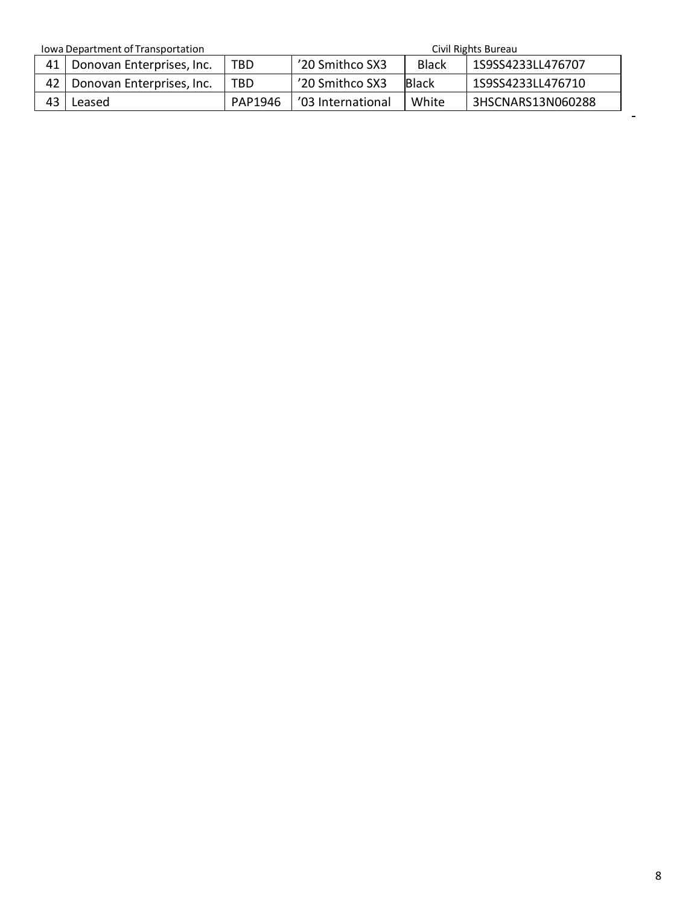| | | | | | |
|---|---|---|---|---|---|
| 41 | Donovan Enterprises, Inc. | TBD | ’20 Smithco SX3 | Black | 1S9SS4233LL476707 |
| 42 | Donovan Enterprises, Inc. | TBD | ’20 Smithco SX3 | Black | 1S9SS4233LL476710 |
| 43 | Leased | PAP1946 | ’03 International | White | 3HSCNARS13N060288 |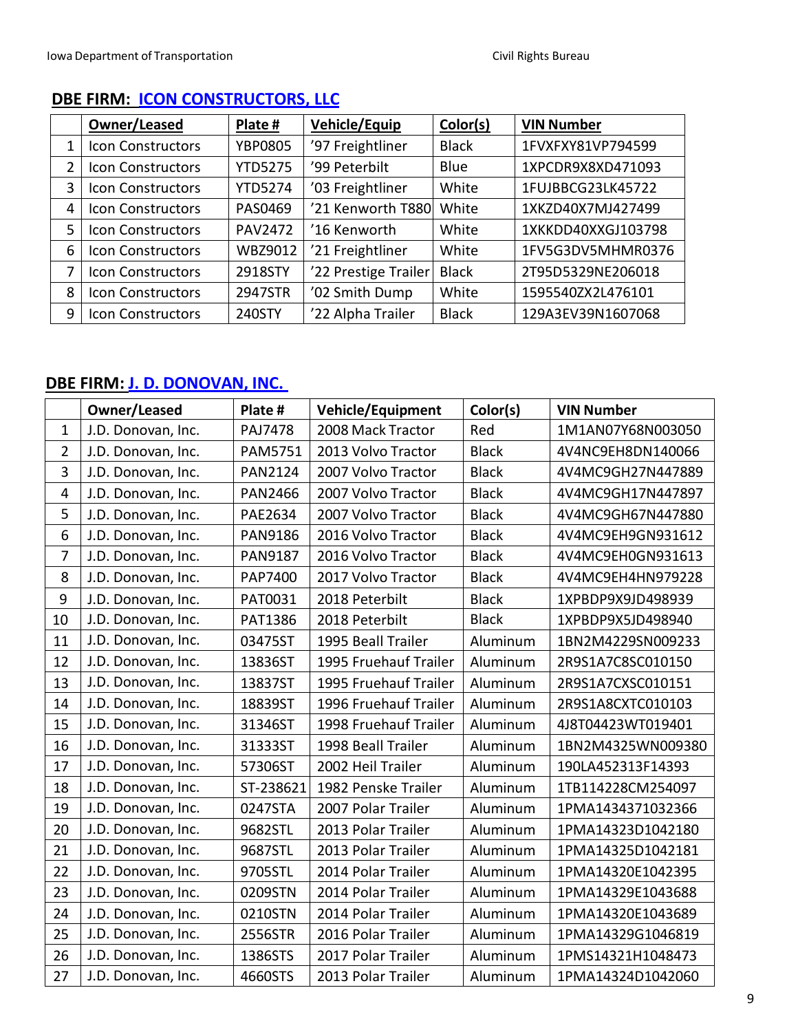## DBE FIRM: ICON CONSTRUCTORS, LLC

| | Owner/Leased | Plate # | Vehicle/Equip | Color(s) | VIN Number |
|---|---|---|---|---|---|
| 1 | Icon Constructors | YBP0805 | '97 Freightliner | Black | 1FVXFXY81VP794599 |
| 2 | Icon Constructors | YTD5275 | '99 Peterbilt | Blue | 1XPCDR9X8XD471093 |
| 3 | Icon Constructors | YTD5274 | '03 Freightliner | White | 1FUJBBCG23LK45722 |
| 4 | Icon Constructors | PAS0469 | '21 Kenworth T880 | White | 1XKZD40X7MJ427499 |
| 5 | Icon Constructors | PAV2472 | '16 Kenworth | White | 1XKKDD40XXGJ103798 |
| 6 | Icon Constructors | WBZ9012 | '21 Freightliner | White | 1FV5G3DV5MHMR0376 |
| 7 | Icon Constructors | 2918STY | '22 Prestige Trailer | Black | 2T95D5329NE206018 |
| 8 | Icon Constructors | 2947STR | '02 Smith Dump | White | 1595540ZX2L476101 |
| 9 | Icon Constructors | 240STY | '22 Alpha Trailer | Black | 129A3EV39N1607068 |

## DBE FIRM: J. D. DONOVAN, INC.

| | Owner/Leased | Plate # | Vehicle/Equipment | Color(s) | VIN Number |
|---|---|---|---|---|---|
| 1 | J.D. Donovan, Inc. | PAJ7478 | 2008 Mack Tractor | Red | 1M1AN07Y68N003050 |
| 2 | J.D. Donovan, Inc. | PAM5751 | 2013 Volvo Tractor | Black | 4V4NC9EH8DN140066 |
| 3 | J.D. Donovan, Inc. | PAN2124 | 2007 Volvo Tractor | Black | 4V4MC9GH27N447889 |
| 4 | J.D. Donovan, Inc. | PAN2466 | 2007 Volvo Tractor | Black | 4V4MC9GH17N447897 |
| 5 | J.D. Donovan, Inc. | PAE2634 | 2007 Volvo Tractor | Black | 4V4MC9GH67N447880 |
| 6 | J.D. Donovan, Inc. | PAN9186 | 2016 Volvo Tractor | Black | 4V4MC9EH9GN931612 |
| 7 | J.D. Donovan, Inc. | PAN9187 | 2016 Volvo Tractor | Black | 4V4MC9EH0GN931613 |
| 8 | J.D. Donovan, Inc. | PAP7400 | 2017 Volvo Tractor | Black | 4V4MC9EH4HN979228 |
| 9 | J.D. Donovan, Inc. | PAT0031 | 2018 Peterbilt | Black | 1XPBDP9X9JD498939 |
| 10 | J.D. Donovan, Inc. | PAT1386 | 2018 Peterbilt | Black | 1XPBDP9X5JD498940 |
| 11 | J.D. Donovan, Inc. | 03475ST | 1995 Beall Trailer | Aluminum | 1BN2M4229SN009233 |
| 12 | J.D. Donovan, Inc. | 13836ST | 1995 Fruehauf Trailer | Aluminum | 2R9S1A7C8SC010150 |
| 13 | J.D. Donovan, Inc. | 13837ST | 1995 Fruehauf Trailer | Aluminum | 2R9S1A7CXSC010151 |
| 14 | J.D. Donovan, Inc. | 18839ST | 1996 Fruehauf Trailer | Aluminum | 2R9S1A8CXTC010103 |
| 15 | J.D. Donovan, Inc. | 31346ST | 1998 Fruehauf Trailer | Aluminum | 4J8T04423WT019401 |
| 16 | J.D. Donovan, Inc. | 31333ST | 1998 Beall Trailer | Aluminum | 1BN2M4325WN009380 |
| 17 | J.D. Donovan, Inc. | 57306ST | 2002 Heil Trailer | Aluminum | 190LA452313F14393 |
| 18 | J.D. Donovan, Inc. | ST-238621 | 1982 Penske Trailer | Aluminum | 1TB114228CM254097 |
| 19 | J.D. Donovan, Inc. | 0247STA | 2007 Polar Trailer | Aluminum | 1PMA1434371032366 |
| 20 | J.D. Donovan, Inc. | 9682STL | 2013 Polar Trailer | Aluminum | 1PMA14323D1042180 |
| 21 | J.D. Donovan, Inc. | 9687STL | 2013 Polar Trailer | Aluminum | 1PMA14325D1042181 |
| 22 | J.D. Donovan, Inc. | 9705STL | 2014 Polar Trailer | Aluminum | 1PMA14320E1042395 |
| 23 | J.D. Donovan, Inc. | 0209STN | 2014 Polar Trailer | Aluminum | 1PMA14329E1043688 |
| 24 | J.D. Donovan, Inc. | 0210STN | 2014 Polar Trailer | Aluminum | 1PMA14320E1043689 |
| 25 | J.D. Donovan, Inc. | 2556STR | 2016 Polar Trailer | Aluminum | 1PMA14329G1046819 |
| 26 | J.D. Donovan, Inc. | 1386STS | 2017 Polar Trailer | Aluminum | 1PMS14321H1048473 |
| 27 | J.D. Donovan, Inc. | 4660STS | 2013 Polar Trailer | Aluminum | 1PMA14324D1042060 |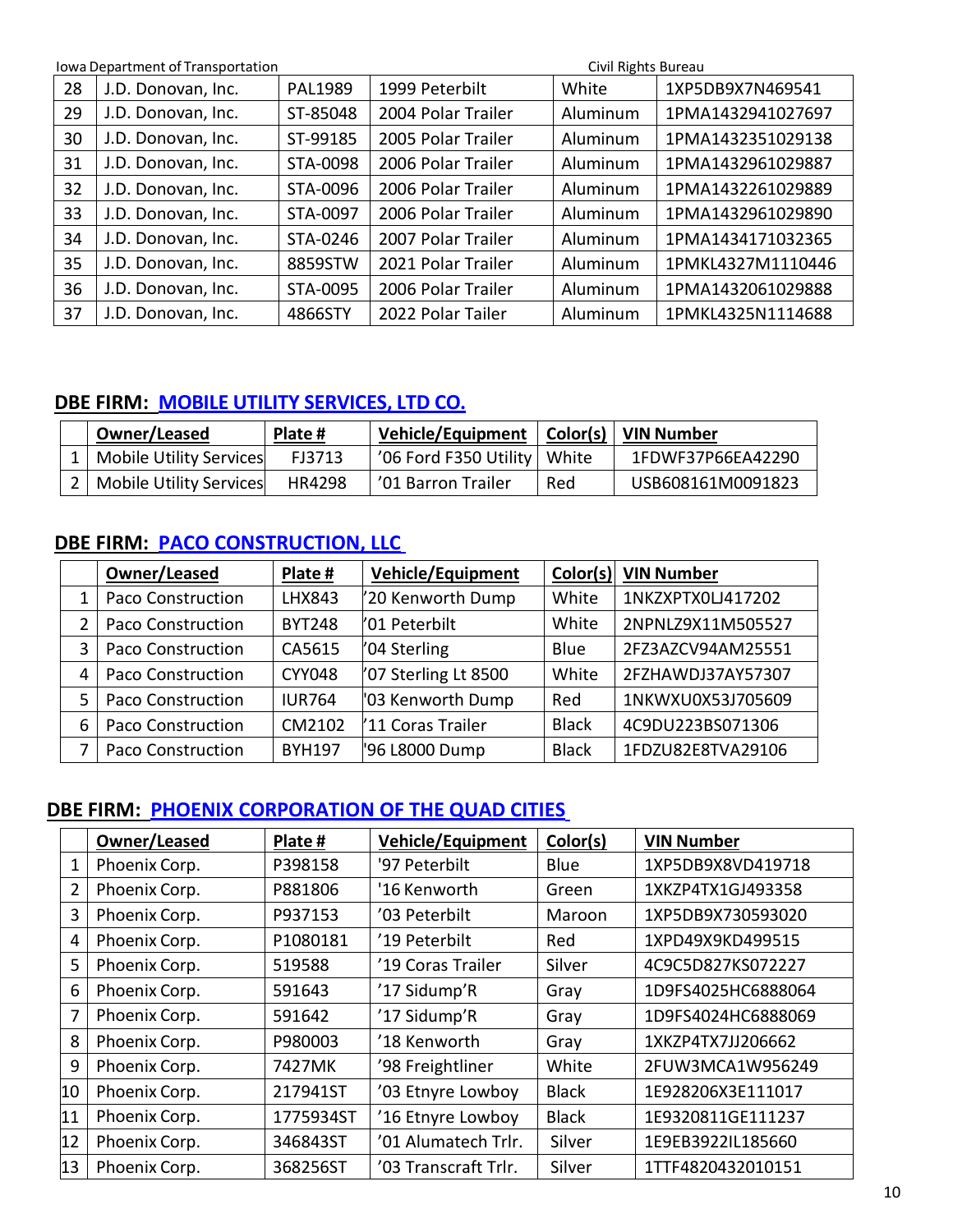| | | | | | |
|---|---|---|---|---|---|
| 28 | J.D. Donovan, Inc. | PAL1989 | 1999 Peterbilt | White | 1XP5DB9X7N469541 |
| 29 | J.D. Donovan, Inc. | ST-85048 | 2004 Polar Trailer | Aluminum | 1PMA1432941027697 |
| 30 | J.D. Donovan, Inc. | ST-99185 | 2005 Polar Trailer | Aluminum | 1PMA1432351029138 |
| 31 | J.D. Donovan, Inc. | STA-0098 | 2006 Polar Trailer | Aluminum | 1PMA1432961029887 |
| 32 | J.D. Donovan, Inc. | STA-0096 | 2006 Polar Trailer | Aluminum | 1PMA1432261029889 |
| 33 | J.D. Donovan, Inc. | STA-0097 | 2006 Polar Trailer | Aluminum | 1PMA1432961029890 |
| 34 | J.D. Donovan, Inc. | STA-0246 | 2007 Polar Trailer | Aluminum | 1PMA1434171032365 |
| 35 | J.D. Donovan, Inc. | 8859STW | 2021 Polar Trailer | Aluminum | 1PMKL4327M1110446 |
| 36 | J.D. Donovan, Inc. | STA-0095 | 2006 Polar Trailer | Aluminum | 1PMA1432061029888 |
| 37 | J.D. Donovan, Inc. | 4866STY | 2022 Polar Tailer | Aluminum | 1PMKL4325N1114688 |

## DBE FIRM: MOBILE UTILITY SERVICES, LTD CO.

| | Owner/Leased | Plate # | Vehicle/Equipment | Color(s) | VIN Number |
|---|---|---|---|---|---|
| 1 | Mobile Utility Services | FJ3713 | '06 Ford F350 Utility | White | 1FDWF37P66EA42290 |
| 2 | Mobile Utility Services | HR4298 | '01 Barron Trailer | Red | USB608161M0091823 |

## DBE FIRM: PACO CONSTRUCTION, LLC

| | Owner/Leased | Plate # | Vehicle/Equipment | Color(s) | VIN Number |
|---|---|---|---|---|---|
| 1 | Paco Construction | LHX843 | '20 Kenworth Dump | White | 1NKZXPTX0LJ417202 |
| 2 | Paco Construction | BYT248 | '01 Peterbilt | White | 2NPNLZ9X11M505527 |
| 3 | Paco Construction | CA5615 | '04 Sterling | Blue | 2FZ3AZCV94AM25551 |
| 4 | Paco Construction | CYY048 | '07 Sterling Lt 8500 | White | 2FZHAWDJ37AY57307 |
| 5 | Paco Construction | IUR764 | '03 Kenworth Dump | Red | 1NKWXU0X53J705609 |
| 6 | Paco Construction | CM2102 | '11 Coras Trailer | Black | 4C9DU223BS071306 |
| 7 | Paco Construction | BYH197 | '96 L8000 Dump | Black | 1FDZU82E8TVA29106 |

## DBE FIRM: PHOENIX CORPORATION OF THE QUAD CITIES

| | Owner/Leased | Plate # | Vehicle/Equipment | Color(s) | VIN Number |
|---|---|---|---|---|---|
| 1 | Phoenix Corp. | P398158 | '97 Peterbilt | Blue | 1XP5DB9X8VD419718 |
| 2 | Phoenix Corp. | P881806 | '16 Kenworth | Green | 1XKZP4TX1GJ493358 |
| 3 | Phoenix Corp. | P937153 | '03 Peterbilt | Maroon | 1XP5DB9X730593020 |
| 4 | Phoenix Corp. | P1080181 | '19 Peterbilt | Red | 1XPD49X9KD499515 |
| 5 | Phoenix Corp. | 519588 | '19 Coras Trailer | Silver | 4C9C5D827KS072227 |
| 6 | Phoenix Corp. | 591643 | '17 Sidump'R | Gray | 1D9FS4025HC6888064 |
| 7 | Phoenix Corp. | 591642 | '17 Sidump'R | Gray | 1D9FS4024HC6888069 |
| 8 | Phoenix Corp. | P980003 | '18 Kenworth | Gray | 1XKZP4TX7JJ206662 |
| 9 | Phoenix Corp. | 7427MK | '98 Freightliner | White | 2FUW3MCA1W956249 |
| 10 | Phoenix Corp. | 217941ST | '03 Etnyre Lowboy | Black | 1E928206X3E111017 |
| 11 | Phoenix Corp. | 1775934ST | '16 Etnyre Lowboy | Black | 1E9320811GE111237 |
| 12 | Phoenix Corp. | 346843ST | '01 Alumatech Trlr. | Silver | 1E9EB3922IL185660 |
| 13 | Phoenix Corp. | 368256ST | '03 Transcraft Trlr. | Silver | 1TTF4820432010151 |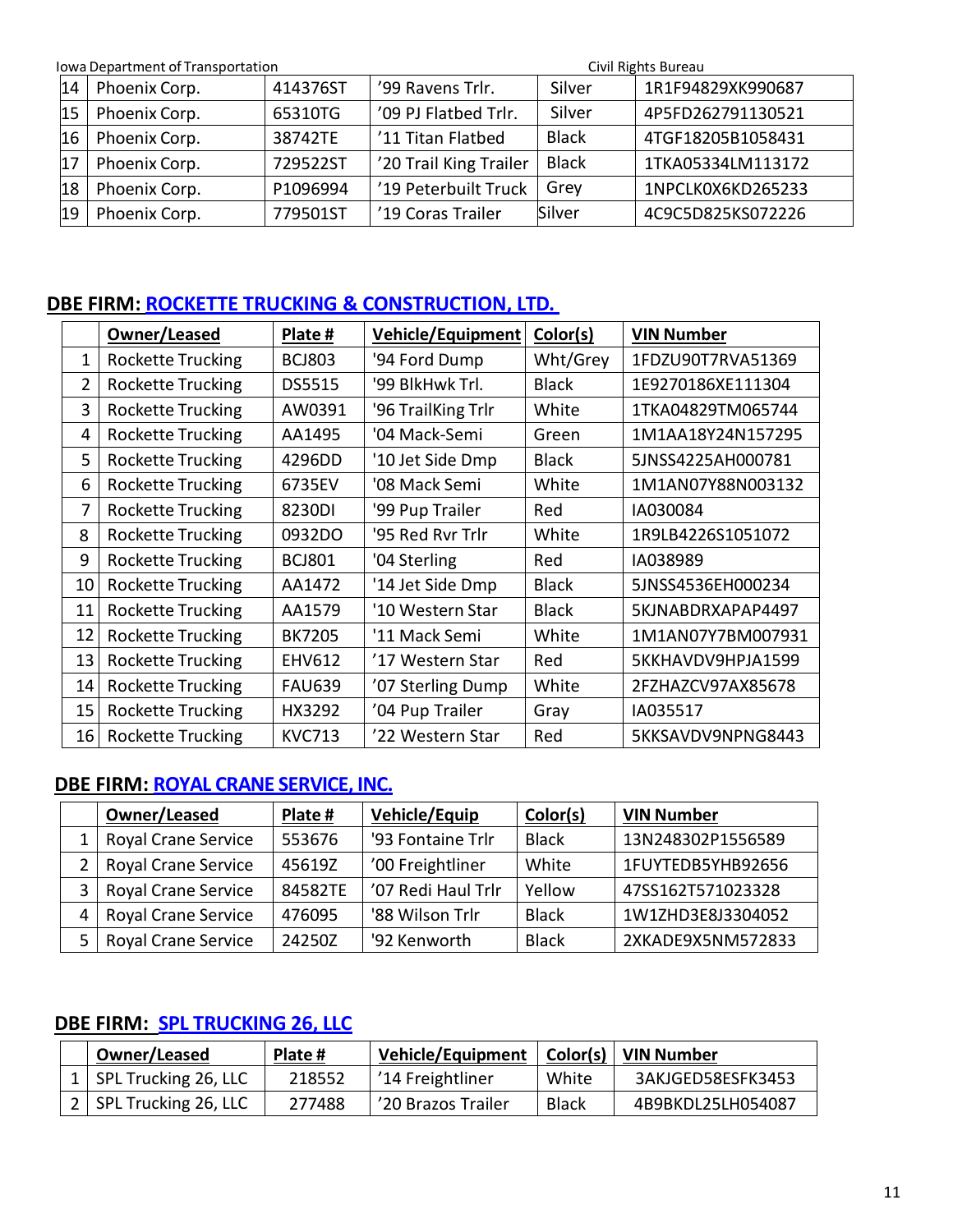| | | | | | |
|---|---|---|---|---|---|
| 14 | Phoenix Corp. | 414376ST | '99 Ravens Trlr. | Silver | 1R1F94829XK990687 |
| 15 | Phoenix Corp. | 65310TG | '09 PJ Flatbed Trlr. | Silver | 4P5FD262791130521 |
| 16 | Phoenix Corp. | 38742TE | '11 Titan Flatbed | Black | 4TGF18205B1058431 |
| 17 | Phoenix Corp. | 729522ST | '20 Trail King Trailer | Black | 1TKA05334LM113172 |
| 18 | Phoenix Corp. | P1096994 | '19 Peterbuilt Truck | Grey | 1NPCLK0X6KD265233 |
| 19 | Phoenix Corp. | 779501ST | '19 Coras Trailer | Silver | 4C9C5D825KS072226 |

## DBE FIRM: ROCKETTE TRUCKING & CONSTRUCTION, LTD.

| | Owner/Leased | Plate # | Vehicle/Equipment | Color(s) | VIN Number |
|---|---|---|---|---|---|
| 1 | Rockette Trucking | BCJ803 | '94 Ford Dump | Wht/Grey | 1FDZU90T7RVA51369 |
| 2 | Rockette Trucking | DS5515 | '99 BlkHwk Trl. | Black | 1E9270186XE111304 |
| 3 | Rockette Trucking | AW0391 | '96 TrailKing Trlr | White | 1TKA04829TM065744 |
| 4 | Rockette Trucking | AA1495 | '04 Mack-Semi | Green | 1M1AA18Y24N157295 |
| 5 | Rockette Trucking | 4296DD | '10 Jet Side Dmp | Black | 5JNSS4225AH000781 |
| 6 | Rockette Trucking | 6735EV | '08 Mack Semi | White | 1M1AN07Y88N003132 |
| 7 | Rockette Trucking | 8230DI | '99 Pup Trailer | Red | IA030084 |
| 8 | Rockette Trucking | 0932DO | '95 Red Rvr Trlr | White | 1R9LB4226S1051072 |
| 9 | Rockette Trucking | BCJ801 | '04 Sterling | Red | IA038989 |
| 10 | Rockette Trucking | AA1472 | '14 Jet Side Dmp | Black | 5JNSS4536EH000234 |
| 11 | Rockette Trucking | AA1579 | '10 Western Star | Black | 5KJNABDRXAPAP4497 |
| 12 | Rockette Trucking | BK7205 | '11 Mack Semi | White | 1M1AN07Y7BM007931 |
| 13 | Rockette Trucking | EHV612 | '17 Western Star | Red | 5KKHAVDV9HPJA1599 |
| 14 | Rockette Trucking | FAU639 | '07 Sterling Dump | White | 2FZHAZCV97AX85678 |
| 15 | Rockette Trucking | HX3292 | '04 Pup Trailer | Gray | IA035517 |
| 16 | Rockette Trucking | KVC713 | '22 Western Star | Red | 5KKSAVDV9NPNG8443 |

## DBE FIRM: ROYAL CRANE SERVICE, INC.

| | Owner/Leased | Plate # | Vehicle/Equip | Color(s) | VIN Number |
|---|---|---|---|---|---|
| 1 | Royal Crane Service | 553676 | '93 Fontaine Trlr | Black | 13N248302P1556589 |
| 2 | Royal Crane Service | 45619Z | '00 Freightliner | White | 1FUYTEDB5YHB92656 |
| 3 | Royal Crane Service | 84582TE | '07 Redi Haul Trlr | Yellow | 47SS162T571023328 |
| 4 | Royal Crane Service | 476095 | '88 Wilson Trlr | Black | 1W1ZHD3E8J3304052 |
| 5 | Royal Crane Service | 24250Z | '92 Kenworth | Black | 2XKADE9X5NM572833 |

## DBE FIRM: SPL TRUCKING 26, LLC

| | Owner/Leased | Plate # | Vehicle/Equipment | Color(s) | VIN Number |
|---|---|---|---|---|---|
| 1 | SPL Trucking 26, LLC | 218552 | '14 Freightliner | White | 3AKJGED58ESFK3453 |
| 2 | SPL Trucking 26, LLC | 277488 | '20 Brazos Trailer | Black | 4B9BKDL25LH054087 |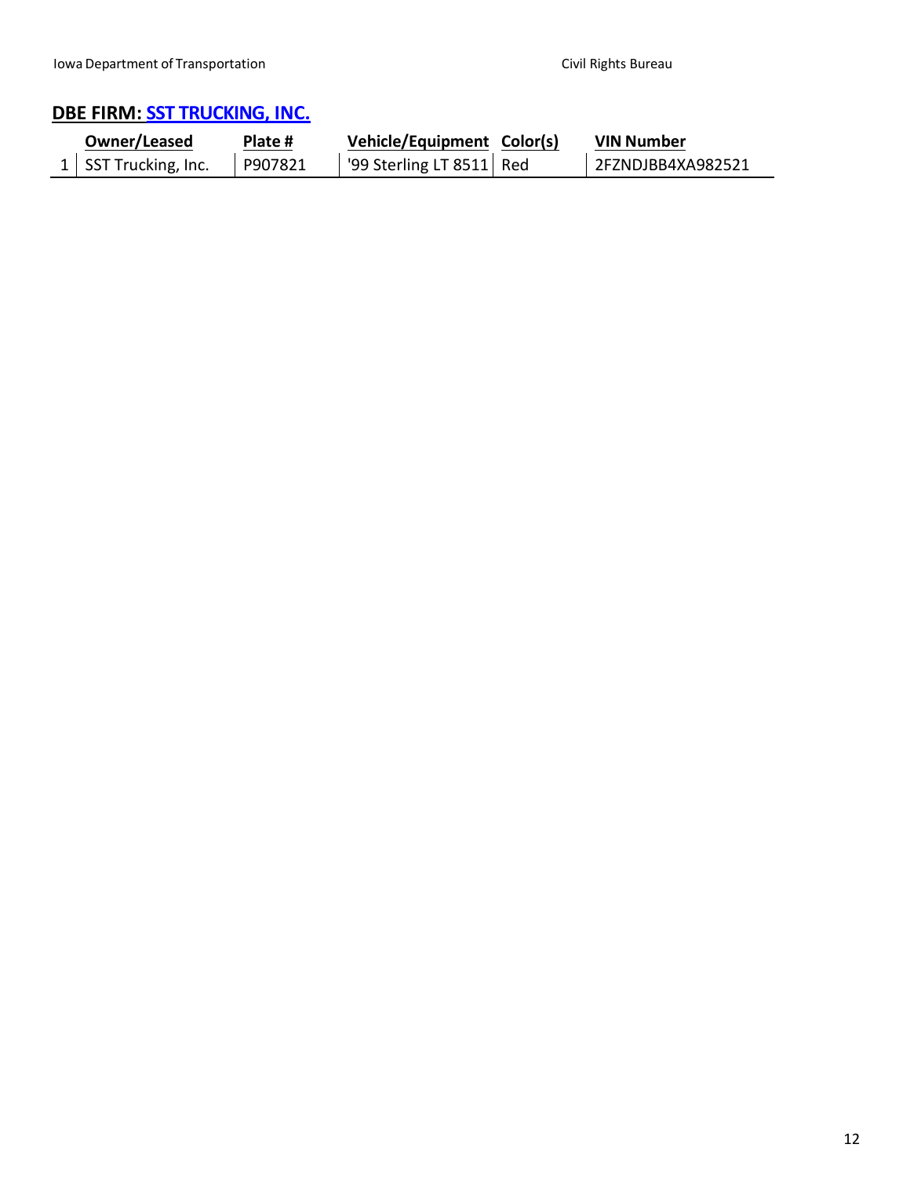## DBE FIRM: SST TRUCKING, INC.

| | Owner/Leased | Plate # | Vehicle/Equipment | Color(s) | VIN Number |
|---|---|---|---|---|---|
| 1 | SST Trucking, Inc. | P907821 | '99 Sterling LT 8511 | Red | 2FZNDJBB4XA982521 |